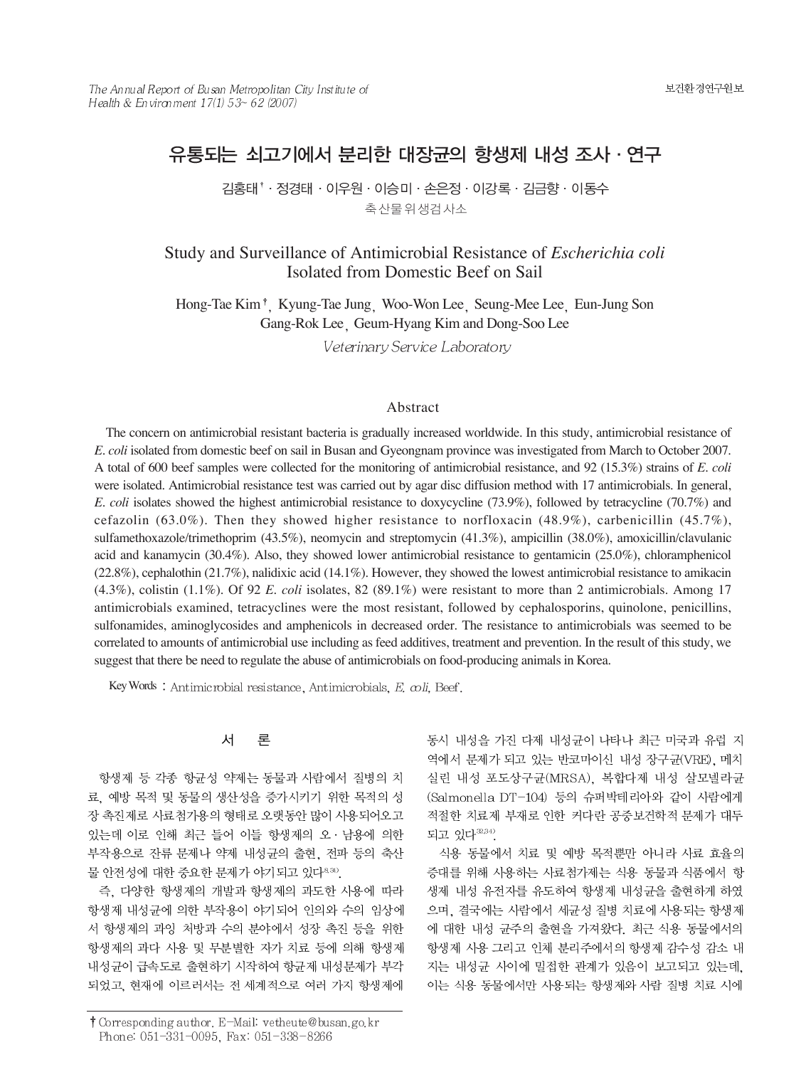# 유통되는 쇠고기에서 분리한 대장균의 항생제 내성 조사 · 연구

김홍태[†] · 정경태 · 이우원 · 이승미 · 손은정 · 이강록 · 김금향 · 이동수

축산물위생검사소

## Study and Surveillance of Antimicrobial Resistance of *Escherichia coli* Isolated from Domestic Beef on Sail

Hong-Tae Kim[†], Kyung-Tae Jung, Woo-Won Lee, Seung-Mee Lee, Eun-Jung Son, Gang-Rok Lee, Geum-Hyang Kim and Dong-Soo Lee

*Veterinary Service Laboratory*

### Abstract

The concern on antimicrobial resistant bacteria is gradually increased worldwide. In this study, antimicrobial resistance of *E. coli* isolated from domestic beef on sail in Busan and Gyeongnam province was investigated from March to October 2007. A total of 600 beef samples were collected for the monitoring of antimicrobial resistance, and 92 (15.3%) strains of *E. coli* were isolated. Antimicrobial resistance test was carried out by agar disc diffusion method with 17 antimicrobials. In general, *E. coli* isolates showed the highest antimicrobial resistance to doxycycline (73.9%), followed by tetracycline (70.7%) and cefazolin (63.0%). Then they showed higher resistance to norfloxacin (48.9%), carbenicillin (45.7%), sulfamethoxazole/trimethoprim (43.5%), neomycin and streptomycin (41.3%), ampicillin (38.0%), amoxicillin/clavulanic acid and kanamycin (30.4%). Also, they showed lower antimicrobial resistance to gentamicin (25.0%), chloramphenicol (22.8%), cephalothin (21.7%), nalidixic acid (14.1%). However, they showed the lowest antimicrobial resistance to amikacin (4.3%), colistin (1.1%). Of 92 *E. coli* isolates, 82 (89.1%) were resistant to more than 2 antimicrobials. Among 17 antimicrobials examined, tetracyclines were the most resistant, followed by cephalosporins, quinolone, penicillins, sulfonamides, aminoglycosides and amphenicols in decreased order. The resistance to antimicrobials was seemed to be correlated to amounts of antimicrobial use including as feed additives, treatment and prevention. In the result of this study, we suggest that there be need to regulate the abuse of antimicrobials on food-producing animals in Korea.

**Key Words** : Antimicrobial resistance, Antimicrobials, *E. coli*, Beef.

## 서 론

항생제 등 각종 항균성 약제는 동물과 사람에서 질병의 치료, 예방 목적 및 동물의 생산성을 증가시키기 위한 목적의 성장 촉진제로 사료첨가용의 형태로 오랫동안 많이 사용되어오고 있는데 이로 인해 최근 들어 이들 항생제의 오 · 남용에 의한 부작용으로 잔류 문제나 약제 내성균의 출현, 전파 등의 축산물 안전성에 대한 중요한 문제가 야기되고 있다[8,30].

즉, 다양한 항생제의 개발과 항생제의 과도한 사용에 따라 항생제 내성균에 의한 부작용이 야기되어 인의와 수의 임상에서 항생제의 과잉 처방과 수의 분야에서 성장 촉진 등을 위한 항생제의 과다 사용 및 무분별한 자가 치료 등에 의해 항생제 내성균이 급속도로 출현하기 시작하여 항균제 내성문제가 부각되었고, 현재에 이르러서는 전 세계적으로 여러 가지 항생제에 동시 내성을 가진 다제 내성균이 나타나 최근 미국과 유럽 지역에서 문제가 되고 있는 반코마이신 내성 장구균(VRE), 메치실린 내성 포도상구균(MRSA), 복합다제 내성 살모넬라균(Salmonella DT-104) 등의 슈퍼박테리아와 같이 사람에게 적절한 치료제 부재로 인한 커다란 공중보건학적 문제가 대두되고 있다[32,34].

식용 동물에서 치료 및 예방 목적뿐만 아니라 사료 효율의 증대를 위해 사용하는 사료첨가제는 식용 동물과 식품에서 항생제 내성 유전자를 유도하여 항생제 내성균을 출현하게 하였으며, 결국에는 사람에서 세균성 질병 치료에 사용되는 항생제에 대한 내성 균주의 출현을 가져왔다. 최근 식용 동물에서의 항생제 사용 그리고 인체 분리주에서의 항생제 감수성 감소 내지는 내성균 사이에 밀접한 관계가 있음이 보고되고 있는데, 이는 식용 동물에서만 사용되는 항생제와 사람 질병 치료 시에

† Corresponding author. E-Mail: vetheute@busan.go.kr
Phone: 051-331-0095, Fax: 051-338-8266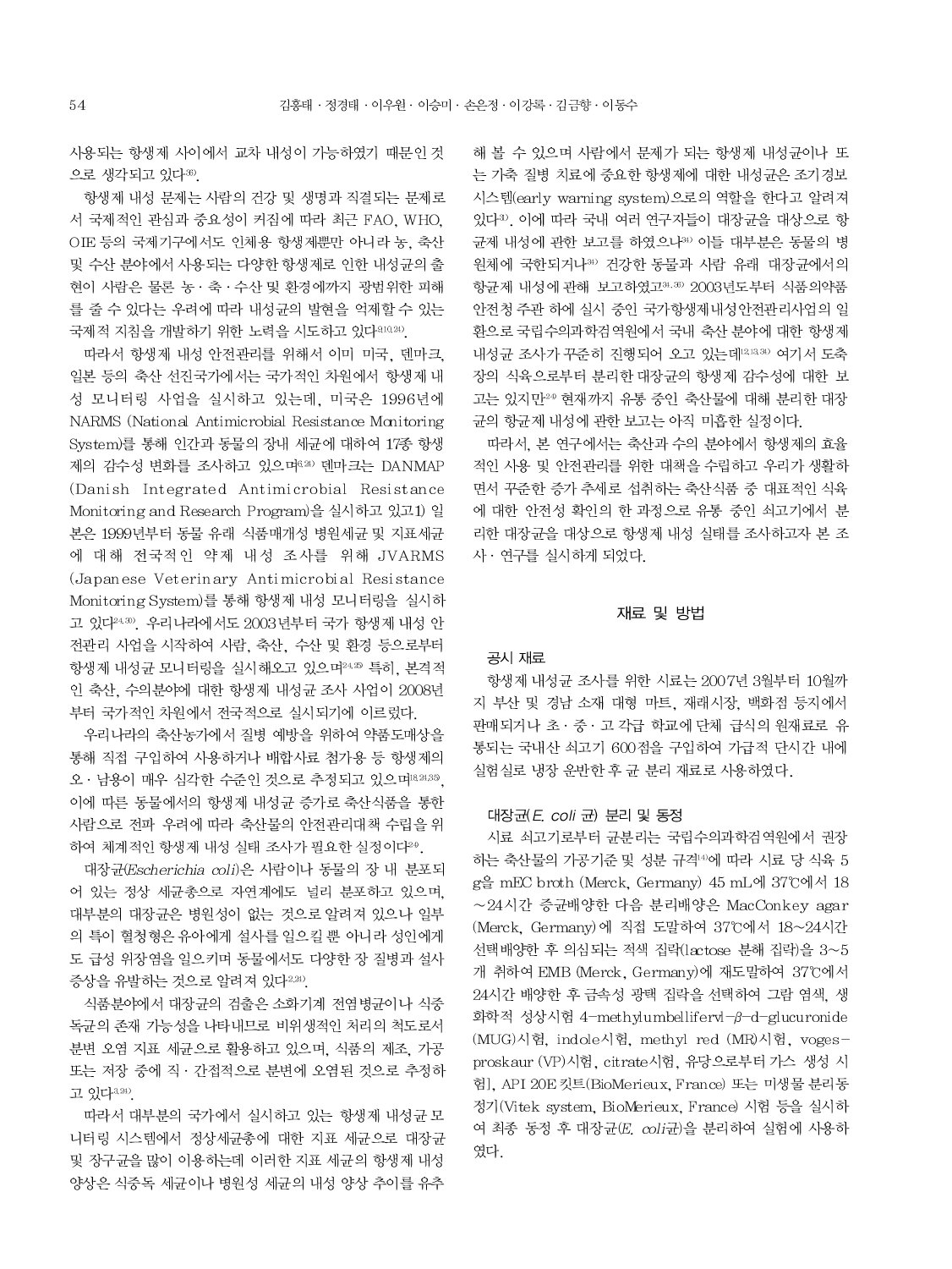사용되는 항생제 사이에서 교차 내성이 가능하였기 때문인 것으로 생각되고 있다[38].

항생제 내성 문제는 사람의 건강 및 생명과 직결되는 문제로서 국제적인 관심과 중요성이 커짐에 따라 최근 FAO, WHO, OIE 등의 국제기구에서도 인체용 항생제뿐만 아니라 농, 축산 및 수산 분야에서 사용되는 다양한 항생제로 인한 내성균의 출현이 사람은 물론 농 · 축 · 수산 및 환경에까지 광범위한 피해를 줄 수 있다는 우려에 따라 내성균의 발현을 억제할 수 있는 국제적 지침을 개발하기 위한 노력을 시도하고 있다[9,10,24].

따라서 항생제 내성 안전관리를 위해서 이미 미국, 덴마크, 일본 등의 축산 선진국가에서는 국가적인 차원에서 항생제 내성 모니터링 사업을 실시하고 있는데, 미국은 1996년에 NARMS (National Antimicrobial Resistance Monitoring System)를 통해 인간과 동물의 장내 세균에 대하여 17종 항생제의 감수성 변화를 조사하고 있으며[6,28] 덴마크는 DANMAP (Danish Integrated Antimicrobial Resistance Monitoring and Research Program)을 실시하고 있고1) 일본은 1999년부터 동물 유래 식품매개성 병원세균 및 지표세균에 대해 전국적인 약제 내성 조사를 위해 JVARMS (Japanese Veterinary Antimicrobial Resistance Monitoring System)를 통해 항생제 내성 모니터링을 실시하고 있다[24,30]. 우리나라에서도 2003년부터 국가 항생제 내성 안전관리 사업을 시작하여 사람, 축산, 수산 및 환경 등으로부터 항생제 내성균 모니터링을 실시해오고 있으며[24,29] 특히, 본격적인 축산, 수의분야에 대한 항생제 내성균 조사 사업이 2008년부터 국가적인 차원에서 전국적으로 실시되기에 이르렀다.

우리나라의 축산농가에서 질병 예방을 위하여 약품도매상을 통해 직접 구입하여 사용하거나 배합사료 첨가용 등 항생제의 오 · 남용이 매우 심각한 수준인 것으로 추정되고 있으며[18,21,35], 이에 따른 동물에서의 항생제 내성균 증가로 축산식품을 통한 사람으로 전파 우려에 따라 축산물의 안전관리대책 수립을 위하여 체계적인 항생제 내성 실태 조사가 필요한 실정이다[24].

대장균(*Escherichia coli*)은 사람이나 동물의 장 내 분포되어 있는 정상 세균총으로 자연계에도 널리 분포하고 있으며, 대부분의 대장균은 병원성이 없는 것으로 알려져 있으나 일부의 특이 혈청형은 유아에게 설사를 일으킬 뿐 아니라 성인에게도 급성 위장염을 일으키며 동물에서도 다양한 장 질병과 설사 증상을 유발하는 것으로 알려져 있다[2,26].

식품분야에서 대장균의 검출은 소화기계 전염병균이나 식중독균의 존재 가능성을 나타내므로 비위생적인 처리의 척도로서 분변 오염 지표 세균으로 활용하고 있으며, 식품의 제조, 가공 또는 저장 중에 직 · 간접적으로 분변에 오염된 것으로 추정하고 있다[3,26].

따라서 대부분의 국가에서 실시하고 있는 항생제 내성균 모니터링 시스템에서 정상세균총에 대한 지표 세균으로 대장균 및 장구균을 많이 이용하는데 이러한 지표 세균의 항생제 내성 양상은 식중독 세균이나 병원성 세균의 내성 양상 추이를 유추해 볼 수 있으며 사람에서 문제가 되는 항생제 내성균이나 또는 가축 질병 치료에 중요한 항생제에 대한 내성균은 조기경보 시스템(early warning system)으로의 역할을 한다고 알려져 있다[3]. 이에 따라 국내 여러 연구자들이 대장균을 대상으로 항균제 내성에 관한 보고를 하였으나[31] 이들 대부분은 동물의 병원체에 국한되거나[31] 건강한 동물과 사람 유래 대장균에서의 항균제 내성에 관해 보고하였고[31,36] 2003년도부터 식품의약품안전청 주관 하에 실시 중인 국가항생제내성안전관리사업의 일환으로 국립수의과학검역원에서 국내 축산 분야에 대한 항생제 내성균 조사가 꾸준히 진행되어 오고 있는데[12,13,30] 여기서 도축장의 식육으로부터 분리한 대장균의 항생제 감수성에 대한 보고는 있지만[24] 현재까지 유통 중인 축산물에 대해 분리한 대장균의 항균제 내성에 관한 보고는 아직 미흡한 실정이다.

따라서, 본 연구에서는 축산과 수의 분야에서 항생제의 효율적인 사용 및 안전관리를 위한 대책을 수립하고 우리가 생활하면서 꾸준한 증가 추세로 섭취하는 축산식품 중 대표적인 식육에 대한 안전성 확인의 한 과정으로 유통 중인 쇠고기에서 분리한 대장균을 대상으로 항생제 내성 실태를 조사하고자 본 조사 · 연구를 실시하게 되었다.

## 재료 및 방법

### 공시 재료

항생제 내성균 조사를 위한 시료는 2007년 3월부터 10월까지 부산 및 경남 소재 대형 마트, 재래시장, 백화점 등지에서 판매되거나 초 · 중 · 고 각급 학교에 단체 급식의 원재료로 유통되는 국내산 쇠고기 600점을 구입하여 가급적 단시간 내에 실험실로 냉장 운반한 후 균 분리 재료로 사용하였다.

### 대장균(*E. coli* 균) 분리 및 동정

시료 쇠고기로부터 균분리는 국립수의과학검역원에서 권장하는 축산물의 가공기준 및 성분 규격[14]에 따라 시료 당 식육 5 g을 mEC broth (Merck, Germany) 45 mL에 37℃에서 18~24시간 증균배양한 다음 분리배양은 MacConkey agar (Merck, Germany)에 직접 도말하여 37℃에서 18~24시간 선택배양한 후 의심되는 적색 집락(lactose 분해 집락)을 3~5개 취하여 EMB (Merck, Germany)에 재도말하여 37℃에서 24시간 배양한 후 금속성 광택 집락을 선택하여 그람 염색, 생화학적 성상시험 4-methylumbelliferyl-$\beta$-d-glucuronide (MUG)시험, indole시험, methyl red (MR)시험, voges-proskaur (VP)시험, citrate시험, 유당으로부터 가스 생성 시험, API 20E 킷트(BioMerieux, France) 또는 미생물 분리동정기(Vitek system, BioMerieux, France) 시험 등을 실시하여 최종 동정 후 대장균(*E. coli*균)을 분리하여 실험에 사용하였다.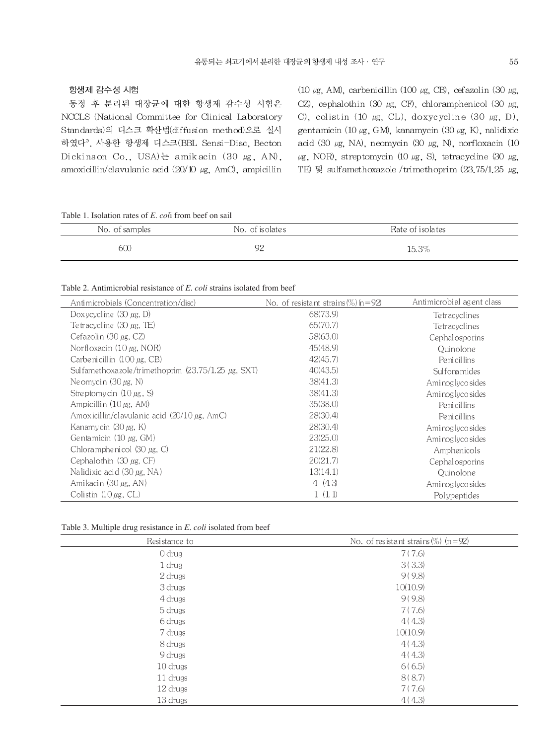### 항생제 감수성 시험

동정 후 분리된 대장균에 대한 항생제 감수성 시험은 NCCLS (National Committee for Clinical Laboratory Standards)의 디스크 확산법(diffusion method)으로 실시하였다[3]. 사용한 항생제 디스크(BBL Sensi-Disc, Becton Dickinson Co., USA)는 amikacin (30 μg, AN), amoxicillin/clavulanic acid (20/10 μg, AmC), ampicillin (10 μg, AM), carbenicillin (100 μg, CB), cefazolin (30 μg, CZ), cephalothin (30 μg, CF), chloramphenicol (30 μg, C), colistin (10 μg, CL), doxycycline (30 μg, D), gentamicin (10 μg, GM), kanamycin (30 μg, K), nalidixic acid (30 μg, NA), neomycin (30 μg, N), norfloxacin (10 μg, NOR), streptomycin (10 μg, S), tetracycline (30 μg, TE) 및 sulfamethoxazole /trimethoprim (23.75/1.25 μg,

Table 1. Isolation rates of *E. coli* from beef on sail

| No. of samples | No. of isolates | Rate of isolates |
|---|---|---|
| 600 | 92 | 15.3% |

Table 2. Antimicrobial resistance of *E. coli* strains isolated from beef

| Antimicrobials (Concentration/disc) | No. of resistant strains(%) (n=92) | Antimicrobial agent class |
|---|---|---|
| Doxycycline (30 μg, D) | 68(73.9) | Tetracyclines |
| Tetracycline (30 μg, TE) | 65(70.7) | Tetracyclines |
| Cefazolin (30 μg, CZ) | 58(63.0) | Cephalosporins |
| Norfloxacin (10 μg, NOR) | 45(48.9) | Quinolone |
| Carbenicillin (100 μg, CB) | 42(45.7) | Penicillins |
| Sulfamethoxazole/trimethoprim (23.75/1.25 μg, SXT) | 40(43.5) | Sulfonamides |
| Neomycin (30 μg, N) | 38(41.3) | Aminoglycosides |
| Streptomycin (10 μg, S) | 38(41.3) | Aminoglycosides |
| Ampicillin (10 μg, AM) | 35(38.0) | Penicillins |
| Amoxicillin/clavulanic acid (20/10 μg, AmC) | 28(30.4) | Penicillins |
| Kanamycin (30 μg, K) | 28(30.4) | Aminoglycosides |
| Gentamicin (10 μg, GM) | 23(25.0) | Aminoglycosides |
| Chloramphenicol (30 μg, C) | 21(22.8) | Amphenicols |
| Cephalothin (30 μg, CF) | 20(21.7) | Cephalosporins |
| Nalidixic acid (30 μg, NA) | 13(14.1) | Quinolone |
| Amikacin (30 μg, AN) | 4 (4.3) | Aminoglycosides |
| Colistin (10 μg, CL) | 1 (1.1) | Polypeptides |

Table 3. Multiple drug resistance in *E. coli* isolated from beef

| Resistance to | No. of resistant strains(%) (n=92) |
|---|---|
| 0 drug | 7 ( 7.6) |
| 1 drug | 3 ( 3.3) |
| 2 drugs | 9 ( 9.8) |
| 3 drugs | 10(10.9) |
| 4 drugs | 9 ( 9.8) |
| 5 drugs | 7 ( 7.6) |
| 6 drugs | 4 ( 4.3) |
| 7 drugs | 10(10.9) |
| 8 drugs | 4 ( 4.3) |
| 9 drugs | 4 ( 4.3) |
| 10 drugs | 6 ( 6.5) |
| 11 drugs | 8 ( 8.7) |
| 12 drugs | 7 ( 7.6) |
| 13 drugs | 4 ( 4.3) |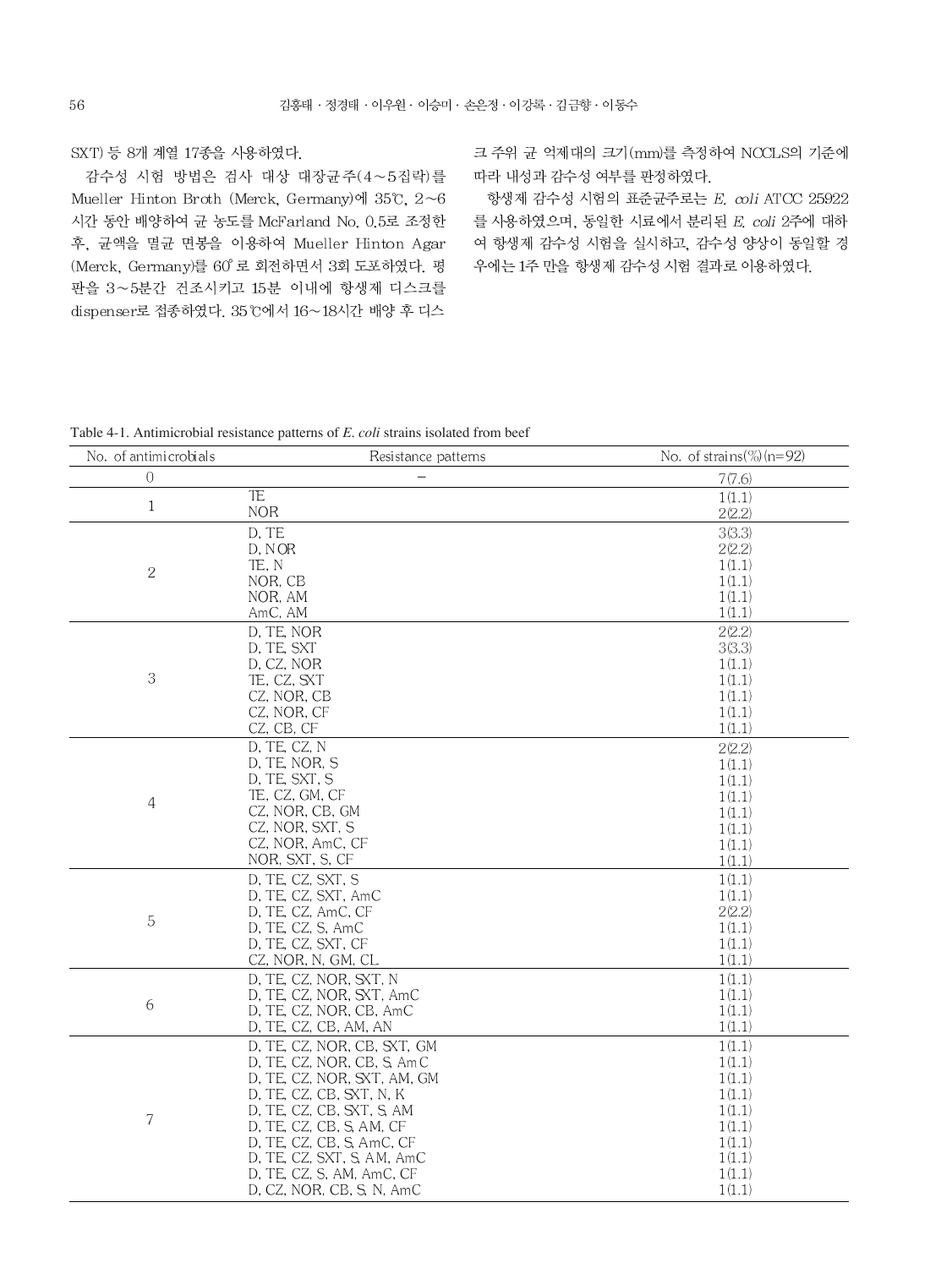SXT) 등 8개 계열 17종을 사용하였다.

감수성 시험 방법은 검사 대상 대장균주(4～5집락)를 Mueller Hinton Broth (Merck, Germany)에 35℃, 2～6시간 동안 배양하여 균 농도를 McFarland No. 0.5로 조정한 후, 균액을 멸균 면봉을 이용하여 Mueller Hinton Agar (Merck, Germany)를 60°로 회전하면서 3회 도포하였다. 평판을 3～5분간 건조시키고 15분 이내에 항생제 디스크를 dispenser로 접종하였다. 35℃에서 16～18시간 배양 후 디스크 주위 균 억제대의 크기(mm)를 측정하여 NCCLS의 기준에 따라 내성과 감수성 여부를 판정하였다.

항생제 감수성 시험의 표준균주로는 *E. coli* ATCC 25922를 사용하였으며, 동일한 시료에서 분리된 *E. coli* 2주에 대하여 항생제 감수성 시험을 실시하고, 감수성 양상이 동일할 경우에는 1주 만을 항생제 감수성 시험 결과로 이용하였다.

Table 4-1. Antimicrobial resistance patterns of *E. coli* strains isolated from beef

| No. of antimicrobials | Resistance patterns | No. of strains(%)(n=92) |
|---|---|---|
| 0 | − | 7(7.6) |
| 1 | TE | 1(1.1) |
| | NOR | 2(2.2) |
| 2 | D, TE | 3(3.3) |
| | D, NOR | 2(2.2) |
| | TE, N | 1(1.1) |
| | NOR, CB | 1(1.1) |
| | NOR, AM | 1(1.1) |
| | AmC, AM | 1(1.1) |
| 3 | D, TE, NOR | 2(2.2) |
| | D, TE, SXT | 3(3.3) |
| | D, CZ, NOR | 1(1.1) |
| | TE, CZ, SXT | 1(1.1) |
| | CZ, NOR, CB | 1(1.1) |
| | CZ, NOR, CF | 1(1.1) |
| | CZ, CB, CF | 1(1.1) |
| 4 | D, TE, CZ, N | 2(2.2) |
| | D, TE, NOR, S | 1(1.1) |
| | D, TE, SXT, S | 1(1.1) |
| | TE, CZ, GM, CF | 1(1.1) |
| | CZ, NOR, CB, GM | 1(1.1) |
| | CZ, NOR, SXT, S | 1(1.1) |
| | CZ, NOR, AmC, CF | 1(1.1) |
| | NOR, SXT, S, CF | 1(1.1) |
| 5 | D, TE, CZ, SXT, S | 1(1.1) |
| | D, TE, CZ, SXT, AmC | 1(1.1) |
| | D, TE, CZ, AmC, CF | 2(2.2) |
| | D, TE, CZ, S, AmC | 1(1.1) |
| | D, TE, CZ, SXT, CF | 1(1.1) |
| | CZ, NOR, N, GM, CL | 1(1.1) |
| 6 | D, TE, CZ, NOR, SXT, N | 1(1.1) |
| | D, TE, CZ, NOR, SXT, AmC | 1(1.1) |
| | D, TE, CZ, NOR, CB, AmC | 1(1.1) |
| | D, TE, CZ, CB, AM, AN | 1(1.1) |
| 7 | D, TE, CZ, NOR, CB, SXT, GM | 1(1.1) |
| | D, TE, CZ, NOR, CB, S, AmC | 1(1.1) |
| | D, TE, CZ, NOR, SXT, AM, GM | 1(1.1) |
| | D, TE, CZ, CB, SXT, N, K | 1(1.1) |
| | D, TE, CZ, CB, SXT, S, AM | 1(1.1) |
| | D, TE, CZ, CB, S, AM, CF | 1(1.1) |
| | D, TE, CZ, CB, S, AmC, CF | 1(1.1) |
| | D, TE, CZ, SXT, S, AM, AmC | 1(1.1) |
| | D, TE, CZ, S, AM, AmC, CF | 1(1.1) |
| | D, CZ, NOR, CB, S, N, AmC | 1(1.1) |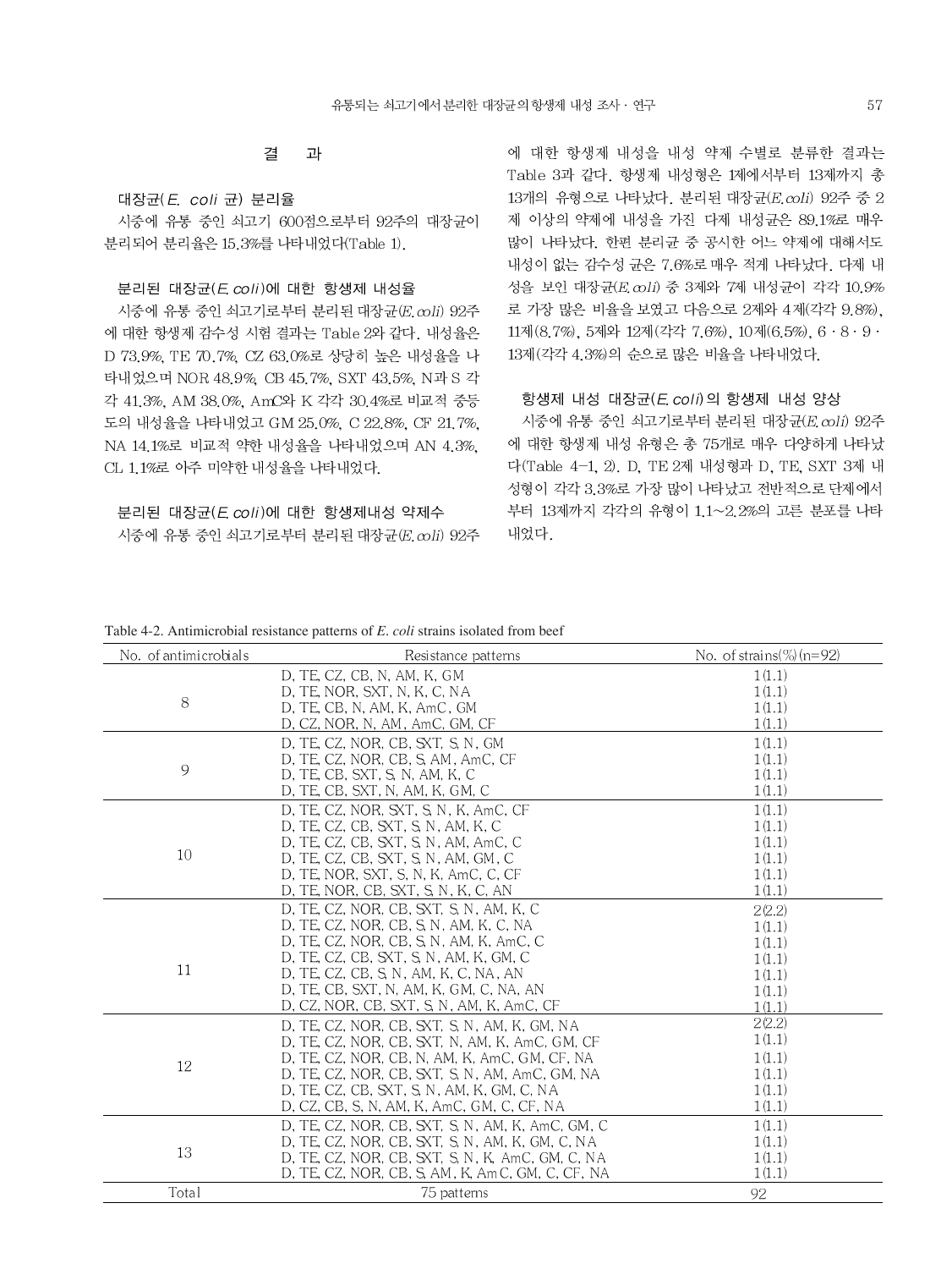## 결　과

### 대장균(*E. coli* 균) 분리율

시중에 유통 중인 쇠고기 600점으로부터 92주의 대장균이 분리되어 분리율은 15.3%를 나타내었다(Table 1).

### 분리된 대장균(*E. coli*)에 대한 항생제 내성율

시중에 유통 중인 쇠고기로부터 분리된 대장균(*E. coli*) 92주에 대한 항생제 감수성 시험 결과는 Table 2와 같다. 내성율은 D 73.9%, TE 70.7%, CZ 63.0%로 상당히 높은 내성율을 나타내었으며 NOR 48.9%, CB 45.7%, SXT 43.5%, N과 S 각각 41.3%, AM 38.0%, AmC와 K 각각 30.4%로 비교적 중등도의 내성율을 나타내었고 GM 25.0%, C 22.8%, CF 21.7%, NA 14.1%로 비교적 약한 내성율을 나타내었으며 AN 4.3%, CL 1.1%로 아주 미약한 내성율을 나타내었다.

### 분리된 대장균(*E. coli*)에 대한 항생제내성 약제수

시중에 유통 중인 쇠고기로부터 분리된 대장균(*E. coli*) 92주에 대한 항생제 내성을 내성 약제 수별로 분류한 결과는 Table 3과 같다. 항생제 내성형은 1제에서부터 13제까지 총 13개의 유형으로 나타났다. 분리된 대장균(*E. coli*) 92주 중 2제 이상의 약제에 내성을 가진 다제 내성균은 89.1%로 매우 많이 나타났다. 한편 분리균 중 공시한 어느 약제에 대해서도 내성이 없는 감수성 균은 7.6%로 매우 적게 나타났다. 다제 내성을 보인 대장균(*E. coli*) 중 3제와 7제 내성균이 각각 10.9%로 가장 많은 비율을 보였고 다음으로 2제와 4제(각각 9.8%), 11제(8.7%), 5제와 12제(각각 7.6%), 10제(6.5%), 6 · 8 · 9 · 13제(각각 4.3%)의 순으로 많은 비율을 나타내었다.

### 항생제 내성 대장균(*E. coli*)의 항생제 내성 양상

시중에 유통 중인 쇠고기로부터 분리된 대장균(*E. coli*) 92주에 대한 항생제 내성 유형은 총 75개로 매우 다양하게 나타났다(Table 4-1, 2). D, TE 2제 내성형과 D, TE, SXT 3제 내성형이 각각 3.3%로 가장 많이 나타났고 전반적으로 단제에서부터 13제까지 각각의 유형이 1.1~2.2%의 고른 분포를 나타내었다.

Table 4-2. Antimicrobial resistance patterns of *E. coli* strains isolated from beef

| No. of antimicrobials | Resistance patterns | No. of strains(%)(n=92) |
|---|---|---|
| 8 | D, TE, CZ, CB, N, AM, K, GM | 1(1.1) |
| | D, TE, NOR, SXT, N, K, C, NA | 1(1.1) |
| | D, TE, CB, N, AM, K, AmC, GM | 1(1.1) |
| | D, CZ, NOR, N, AM, AmC, GM, CF | 1(1.1) |
| 9 | D, TE, CZ, NOR, CB, SXT, S, N, GM | 1(1.1) |
| | D, TE, CZ, NOR, CB, S, AM, AmC, CF | 1(1.1) |
| | D, TE, CB, SXT, S, N, AM, K, C | 1(1.1) |
| | D, TE, CB, SXT, N, AM, K, GM, C | 1(1.1) |
| 10 | D, TE, CZ, NOR, SXT, S, N, K, AmC, CF | 1(1.1) |
| | D, TE, CZ, CB, SXT, S, N, AM, K, C | 1(1.1) |
| | D, TE, CZ, CB, SXT, S, N, AM, AmC, C | 1(1.1) |
| | D, TE, CZ, CB, SXT, S, N, AM, GM, C | 1(1.1) |
| | D, TE, NOR, SXT, S, N, K, AmC, C, CF | 1(1.1) |
| | D, TE, NOR, CB, SXT, S, N, K, C, AN | 1(1.1) |
| 11 | D, TE, CZ, NOR, CB, SXT, S, N, AM, K, C | 2(2.2) |
| | D, TE, CZ, NOR, CB, S, N, AM, K, C, NA | 1(1.1) |
| | D, TE, CZ, NOR, CB, S, N, AM, K, AmC, C | 1(1.1) |
| | D, TE, CZ, CB, SXT, S, N, AM, K, GM, C | 1(1.1) |
| | D, TE, CZ, CB, S, N, AM, K, C, NA, AN | 1(1.1) |
| | D, TE, CB, SXT, N, AM, K, GM, C, NA, AN | 1(1.1) |
| | D, CZ, NOR, CB, SXT, S, N, AM, K, AmC, CF | 1(1.1) |
| 12 | D, TE, CZ, NOR, CB, SXT, S, N, AM, K, GM, NA | 2(2.2) |
| | D, TE, CZ, NOR, CB, SXT, N, AM, K, AmC, GM, CF | 1(1.1) |
| | D, TE, CZ, NOR, CB, N, AM, K, AmC, GM, CF, NA | 1(1.1) |
| | D, TE, CZ, NOR, CB, SXT, S, N, AM, AmC, GM, NA | 1(1.1) |
| | D, TE, CZ, CB, SXT, S, N, AM, K, GM, C, NA | 1(1.1) |
| | D, CZ, CB, S, N, AM, K, AmC, GM, C, CF, NA | 1(1.1) |
| 13 | D, TE, CZ, NOR, CB, SXT, S, N, AM, K, AmC, GM, C | 1(1.1) |
| | D, TE, CZ, NOR, CB, SXT, S, N, AM, K, GM, C, NA | 1(1.1) |
| | D, TE, CZ, NOR, CB, SXT, S, N, K, AmC, GM, C, NA | 1(1.1) |
| | D, TE, CZ, NOR, CB, S, AM, K, AmC, GM, C, CF, NA | 1(1.1) |
| Total | 75 patterns | 92 |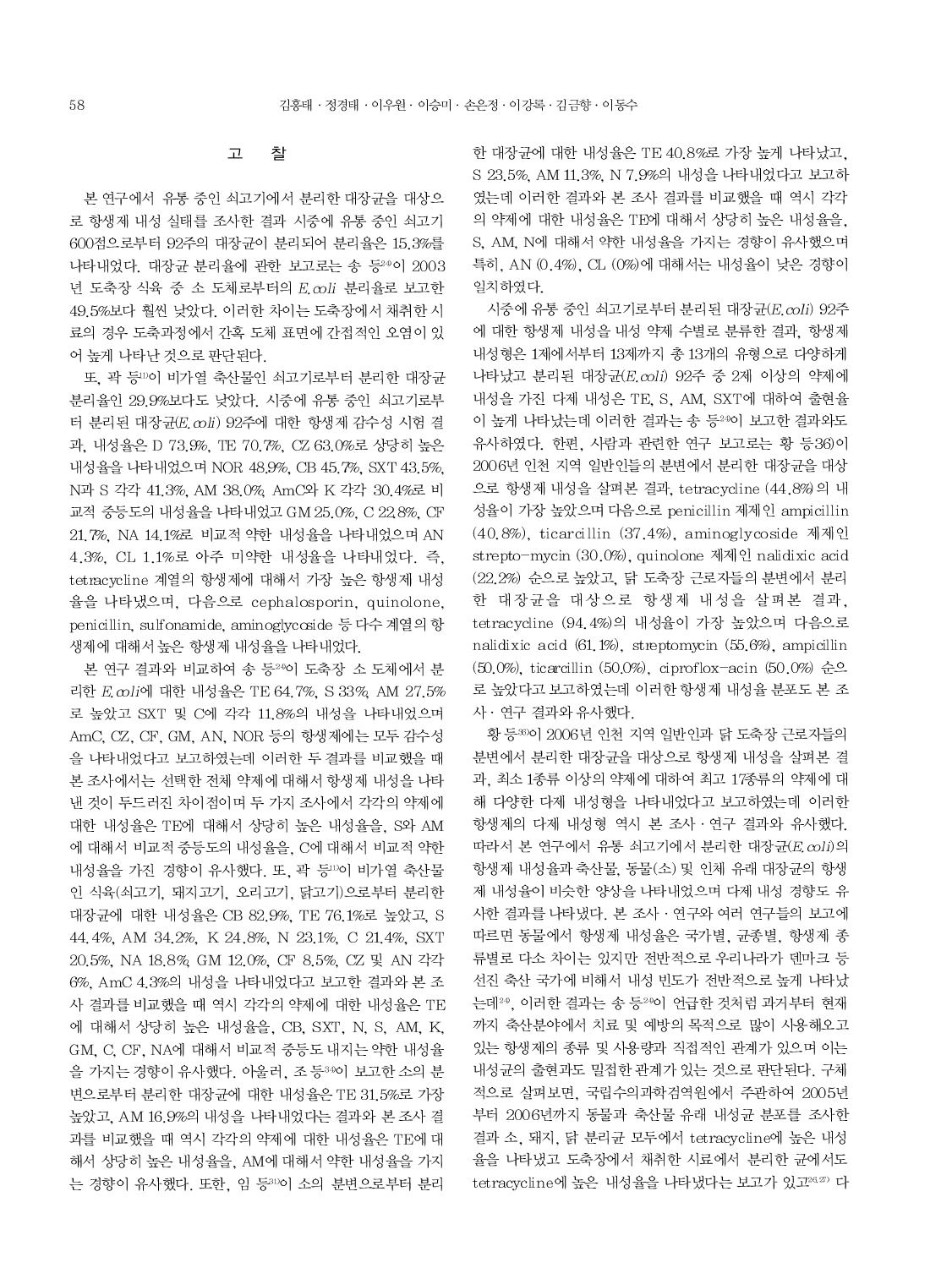## 고 찰

본 연구에서 유통 중인 쇠고기에서 분리한 대장균을 대상으로 항생제 내성 실태를 조사한 결과 시중에 유통 중인 쇠고기 600점으로부터 92주의 대장균이 분리되어 분리율은 15.3%를 나타내었다. 대장균 분리율에 관한 보고로는 송 등[24]이 2003년 도축장 식육 중 소 도체로부터의 *E.coli* 분리율로 보고한 49.5%보다 훨씬 낮았다. 이러한 차이는 도축장에서 채취한 시료의 경우 도축과정에서 간혹 도체 표면에 간접적인 오염이 있어 높게 나타난 것으로 판단된다.

또, 곽 등[11]이 비가열 축산물인 쇠고기로부터 분리한 대장균 분리율인 29.9%보다도 낮았다. 시중에 유통 중인 쇠고기로부터 분리된 대장균(*E.coli*) 92주에 대한 항생제 감수성 시험 결과, 내성율은 D 73.9%, TE 70.7%, CZ 63.0%로 상당히 높은 내성율을 나타내었으며 NOR 48.9%, CB 45.7%, SXT 43.5%, N과 S 각각 41.3%, AM 38.0%, AmC와 K 각각 30.4%로 비교적 중등도의 내성율을 나타내었고 GM 25.0%, C 22.8%, CF 21.7%, NA 14.1%로 비교적 약한 내성율을 나타내었으며 AN 4.3%, CL 1.1%로 아주 미약한 내성율을 나타내었다. 즉, tetracycline 계열의 항생제에 대해서 가장 높은 항생제 내성율을 나타냈으며, 다음으로 cephalosporin, quinolone, penicillin, sulfonamide, aminoglycoside 등 다수 계열의 항생제에 대해서 높은 항생제 내성율을 나타내었다.

본 연구 결과와 비교하여 송 등[24]이 도축장 소 도체에서 분리한 *E.coli*에 대한 내성율은 TE 64.7%, S 33%, AM 27.5%로 높았고 SXT 및 C에 각각 11.8%의 내성을 나타내었으며 AmC, CZ, CF, GM, AN, NOR 등의 항생제에는 모두 감수성을 나타내었다고 보고하였는데 이러한 두 결과를 비교했을 때 본 조사에서는 선택한 전체 약제에 대해서 항생제 내성을 나타낸 것이 두드러진 차이점이며 두 가지 조사에서 각각의 약제에 대한 내성율은 TE에 대해서 상당히 높은 내성율을, S와 AM에 대해서 비교적 중등도의 내성율을, C에 대해서 비교적 약한 내성율을 가진 경향이 유사했다. 또, 곽 등[11]이 비가열 축산물인 식육(쇠고기, 돼지고기, 오리고기, 닭고기)으로부터 분리한 대장균에 대한 내성율은 CB 82.9%, TE 76.1%로 높았고, S 44.4%, AM 34.2%, K 24.8%, N 23.1%, C 21.4%, SXT 20.5%, NA 18.8%, GM 12.0%, CF 8.5%, CZ 및 AN 각각 6%, AmC 4.3%의 내성을 나타내었다고 보고한 결과와 본 조사 결과를 비교했을 때 역시 각각의 약제에 대한 내성율은 TE에 대해서 상당히 높은 내성율을, CB, SXT, N, S, AM, K, GM, C, CF, NA에 대해서 비교적 중등도 내지는 약한 내성율을 가지는 경향이 유사했다. 아울러, 조 등[34]이 보고한 소의 분변으로부터 분리한 대장균에 대한 내성율은 TE 31.5%로 가장 높았고, AM 16.9%의 내성을 나타내었다는 결과와 본 조사 결과를 비교했을 때 역시 각각의 약제에 대한 내성율은 TE에 대해서 상당히 높은 내성율을, AM에 대해서 약한 내성율을 가지는 경향이 유사했다. 또한, 임 등[21]이 소의 분변으로부터 분리한 대장균에 대한 내성율은 TE 40.8%로 가장 높게 나타났고, S 23.5%, AM 11.3%, N 7.9%의 내성을 나타내었다고 보고하였는데 이러한 결과와 본 조사 결과를 비교했을 때 역시 각각의 약제에 대한 내성율은 TE에 대해서 상당히 높은 내성율을, S, AM, N에 대해서 약한 내성율을 가지는 경향이 유사했으며 특히, AN (0.4%), CL (0%)에 대해서는 내성율이 낮은 경향이 일치하였다.

시중에 유통 중인 쇠고기로부터 분리된 대장균(*E.coli*) 92주에 대한 항생제 내성을 내성 약제 수별로 분류한 결과, 항생제 내성형은 1제에서부터 13제까지 총 13개의 유형으로 다양하게 나타났고 분리된 대장균(*E.coli*) 92주 중 2제 이상의 약제에 내성을 가진 다제 내성은 TE, S, AM, SXT에 대하여 출현율이 높게 나타났는데 이러한 결과는 송 등[24]이 보고한 결과와도 유사하였다. 한편, 사람과 관련한 연구 보고로는 황 등[36]이 2006년 인천 지역 일반인들의 분변에서 분리한 대장균을 대상으로 항생제 내성을 살펴본 결과, tetracycline (44.8%)의 내성율이 가장 높았으며 다음으로 penicillin 제제인 ampicillin (40.8%), ticarcillin (37.4%), aminoglycoside 제제인 strepto-mycin (30.0%), quinolone 제제인 nalidixic acid (22.2%) 순으로 높았고, 닭 도축장 근로자들의 분변에서 분리한 대장균을 대상으로 항생제 내성을 살펴본 결과, tetracycline (94.4%)의 내성율이 가장 높았으며 다음으로 nalidixic acid (61.1%), streptomycin (55.6%), ampicillin (50.0%), ticarcillin (50.0%), ciproflox-acin (50.0%) 순으로 높았다고 보고하였는데 이러한 항생제 내성율 분포도 본 조사·연구 결과와 유사했다.

황 등[36]이 2006년 인천 지역 일반인과 닭 도축장 근로자들의 분변에서 분리한 대장균을 대상으로 항생제 내성을 살펴본 결과, 최소 1종류 이상의 약제에 대하여 최고 17종류의 약제에 대해 다양한 다제 내성형을 나타내었다고 보고하였는데 이러한 항생제의 다제 내성형 역시 본 조사·연구 결과와 유사했다. 따라서 본 연구에서 유통 쇠고기에서 분리한 대장균(*E.coli*)의 항생제 내성율과 축산물, 동물(소) 및 인체 유래 대장균의 항생제 내성율이 비슷한 양상을 나타내었으며 다제 내성 경향도 유사한 결과를 나타냈다. 본 조사·연구와 여러 연구들의 보고에 따르면 동물에서 항생제 내성율은 국가별, 균종별, 항생제 종류별로 다소 차이는 있지만 전반적으로 우리나라가 덴마크 등 선진 축산 국가에 비해서 내성 빈도가 전반적으로 높게 나타났는데[24], 이러한 결과는 송 등[24]이 언급한 것처럼 과거부터 현재까지 축산분야에서 치료 및 예방의 목적으로 많이 사용해오고 있는 항생제의 종류 및 사용량과 직접적인 관계가 있으며 이는 내성균의 출현과도 밀접한 관계가 있는 것으로 판단된다. 구체적으로 살펴보면, 국립수의과학검역원에서 주관하여 2005년부터 2006년까지 동물과 축산물 유래 내성균 분포를 조사한 결과 소, 돼지, 닭 분리균 모두에서 tetracycline에 높은 내성율을 나타냈고 도축장에서 채취한 시료에서 분리한 균에서도 tetracycline에 높은 내성율을 나타냈다는 보고가 있고[26,27] 다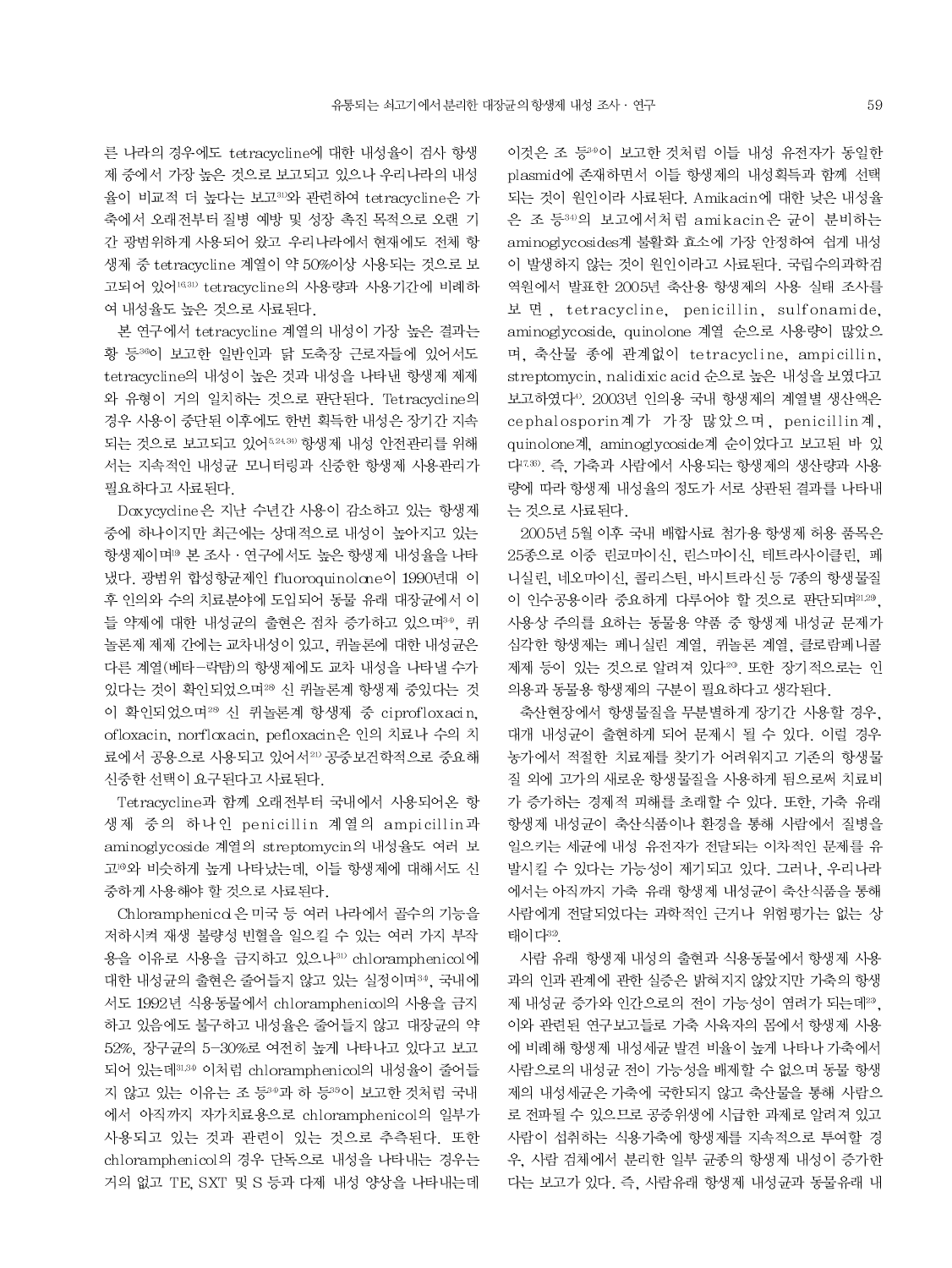른 나라의 경우에도 tetracycline에 대한 내성율이 검사 항생제 중에서 가장 높은 것으로 보고되고 있으나 우리나라의 내성율이 비교적 더 높다는 보고[31]와 관련하여 tetracycline은 가축에서 오래전부터 질병 예방 및 성장 촉진 목적으로 오랜 기간 광범위하게 사용되어 왔고 우리나라에서 현재에도 전체 항생제 중 tetracycline 계열이 약 50%이상 사용되는 것으로 보고되어 있어[16,31] tetracycline의 사용량과 사용기간에 비례하여 내성율도 높은 것으로 사료된다.

본 연구에서 tetracycline 계열의 내성이 가장 높은 결과는 황 등[36]이 보고한 일반인과 닭 도축장 근로자들에 있어서도 tetracycline의 내성이 높은 것과 내성을 나타낸 항생제 제제와 유형이 거의 일치하는 것으로 판단된다. Tetracycline의 경우 사용이 중단된 이후에도 한번 획득한 내성은 장기간 지속되는 것으로 보고되고 있어[5,24,30] 항생제 내성 안전관리를 위해서는 지속적인 내성균 모니터링과 신중한 항생제 사용관리가 필요하다고 사료된다.

Doxycycline은 지난 수년간 사용이 감소하고 있는 항생제 중에 하나이지만 최근에는 상대적으로 내성이 높아지고 있는 항생제이며[19] 본 조사·연구에서도 높은 항생제 내성율을 나타냈다. 광범위 합성항균제인 fluoroquinolone이 1990년대 이후 인의와 수의 치료분야에 도입되어 동물 유래 대장균에서 이들 약제에 대한 내성균의 출현은 점차 증가하고 있으며[34], 퀴놀론계 제제 간에는 교차내성이 있고, 퀴놀론에 대한 내성균은 다른 계열(베타-락탐)의 항생제에도 교차 내성을 나타낼 수가 있다는 것이 확인되었으며[28] 신 퀴놀론계 항생제 중있다는 것이 확인되었으며[28] 신 퀴놀론계 항생제 중 ciprofloxacin, ofloxacin, norfloxacin, pefloxacin은 인의 치료나 수의 치료에서 공용으로 사용되고 있어서[21] 공중보건학적으로 중요해 신중한 선택이 요구된다고 사료된다.

Tetracycline과 함께 오래전부터 국내에서 사용되어온 항생제 중의 하나인 penicillin 계열의 ampicillin과 aminoglycoside 계열의 streptomycin의 내성율도 여러 보고[9]와 비슷하게 높게 나타났는데, 이들 항생제에 대해서도 신중하게 사용해야 할 것으로 사료된다.

Chloramphenicol은 미국 등 여러 나라에서 골수의 기능을 저하시켜 재생 불량성 빈혈을 일으킬 수 있는 여러 가지 부작용을 이유로 사용을 금지하고 있으나[31] chloramphenicol에 대한 내성균의 출현은 줄어들지 않고 있는 실정이며[34], 국내에서도 1992년 식용동물에서 chloramphenicol의 사용을 금지하고 있음에도 불구하고 내성율은 줄어들지 않고 대장균의 약 52%, 장구균의 5-30%로 여전히 높게 나타나고 있다고 보고되어 있는데[31,34] 이처럼 chloramphenicol의 내성율이 줄어들지 않고 있는 이유는 조 등[34]과 하 등[35]이 보고한 것처럼 국내에서 아직까지 자가치료용으로 chloramphenicol의 일부가 사용되고 있는 것과 관련이 있는 것으로 추측된다. 또한 chloramphenicol의 경우 단독으로 내성을 나타내는 경우는 거의 없고 TE, SXT 및 S 등과 다제 내성 양상을 나타내는데 이것은 조 등[34]이 보고한 것처럼 이들 내성 유전자가 동일한 plasmid에 존재하면서 이들 항생제의 내성획득과 함께 선택되는 것이 원인이라 사료된다. Amikacin에 대한 낮은 내성율은 조 등[34]의 보고에서처럼 amikacin은 균이 분비하는 aminoglycosides계 불활화 효소에 가장 안정하여 쉽게 내성이 발생하지 않는 것이 원인이라고 사료된다. 국립수의과학검역원에서 발표한 2005년 축산용 항생제의 사용 실태 조사를 보면, tetracycline, penicillin, sulfonamide, aminoglycoside, quinolone 계열 순으로 사용량이 많았으며, 축산물 종에 관계없이 tetracycline, ampicillin, streptomycin, nalidixic acid 순으로 높은 내성을 보였다고 보고하였다[4]. 2003년 인의용 국내 항생제의 계열별 생산액은 cephalosporin계가 가장 많았으며, penicillin계, quinolone계, aminoglycoside계 순이었다고 보고된 바 있다[17,18]. 즉, 가축과 사람에서 사용되는 항생제의 생산량과 사용량에 따라 항생제 내성율의 정도가 서로 상관된 결과를 나타내는 것으로 사료된다.

2005년 5월 이후 국내 배합사료 첨가용 항생제 허용 품목은 25종으로 이중 린코마이신, 린스마이신, 테트라사이클린, 페니실린, 네오마이신, 콜리스틴, 바시트라신 등 7종의 항생물질이 인수공용이라 중요하게 다루어야 할 것으로 판단되며[21,29], 사용상 주의를 요하는 동물용 약품 중 항생제 내성균 문제가 심각한 항생제는 페니실린 계열, 퀴놀론 계열, 클로람페니콜 제제 등이 있는 것으로 알려져 있다[20]. 또한 장기적으로는 인의용과 동물용 항생제의 구분이 필요하다고 생각된다.

축산현장에서 항생물질을 무분별하게 장기간 사용할 경우, 대개 내성균이 출현하게 되어 문제시 될 수 있다. 이럴 경우 농가에서 적절한 치료제를 찾기가 어려워지고 기존의 항생물질 외에 고가의 새로운 항생물질을 사용하게 됨으로써 치료비가 증가하는 경제적 피해를 초래할 수 있다. 또한, 가축 유래 항생제 내성균이 축산식품이나 환경을 통해 사람에서 질병을 일으키는 세균에 내성 유전자가 전달되는 이차적인 문제를 유발시킬 수 있다는 가능성이 제기되고 있다. 그러나, 우리나라에서는 아직까지 가축 유래 항생제 내성균이 축산식품을 통해 사람에게 전달되었다는 과학적인 근거나 위험평가는 없는 상태이다[32].

사람 유래 항생제 내성의 출현과 식용동물에서 항생제 사용과의 인과 관계에 관한 실증은 밝혀지지 않았지만 가축의 항생제 내성균 증가와 인간으로의 전이 가능성이 염려가 되는데[23], 이와 관련된 연구보고들로 가축 사육자의 몸에서 항생제 사용에 비례해 항생제 내성세균 발견 비율이 높게 나타나 가축에서 사람으로의 내성균 전이 가능성을 배제할 수 없으며 동물 항생제의 내성세균은 가축에 국한되지 않고 축산물을 통해 사람으로 전파될 수 있으므로 공중위생에 시급한 과제로 알려져 있고 사람이 섭취하는 식용가축에 항생제를 지속적으로 투여할 경우, 사람 검체에서 분리한 일부 균종의 항생제 내성이 증가한다는 보고가 있다. 즉, 사람유래 항생제 내성균과 동물유래 내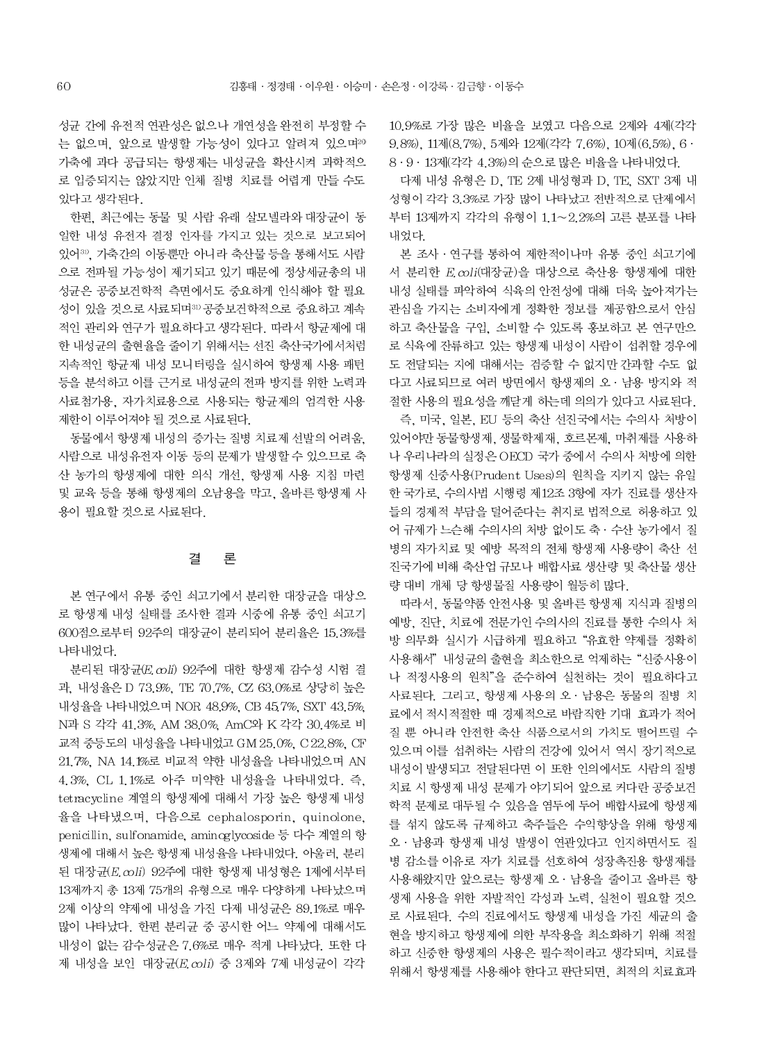성균 간에 유전적 연관성은 없으나 개연성을 완전히 부정할 수는 없으며, 앞으로 발생할 가능성이 있다고 알려져 있으며[30] 가축에 과다 공급되는 항생제는 내성균을 확산시켜 과학적으로 입증되지는 않았지만 인체 질병 치료를 어렵게 만들 수도 있다고 생각된다.

한편, 최근에는 동물 및 사람 유래 살모넬라와 대장균이 동일한 내성 유전자 결정 인자를 가지고 있는 것으로 보고되어 있어[31], 가축간의 이동뿐만 아니라 축산물 등을 통해서도 사람으로 전파될 가능성이 제기되고 있기 때문에 정상세균총의 내성균은 공중보건학적 측면에서도 중요하게 인식해야 할 필요성이 있을 것으로 사료되며[31] 공중보건학적으로 중요하고 계속적인 관리와 연구가 필요하다고 생각된다. 따라서 항균제에 대한 내성균의 출현율을 줄이기 위해서는 선진 축산국가에서처럼 지속적인 항균제 내성 모니터링을 실시하여 항생제 사용 패턴 등을 분석하고 이를 근거로 내성균의 전파 방지를 위한 노력과 사료첨가용, 자가치료용으로 사용되는 항균제의 엄격한 사용제한이 이루어져야 될 것으로 사료된다.

동물에서 항생제 내성의 증가는 질병 치료제 선발의 어려움, 사람으로 내성유전자 이동 등의 문제가 발생할 수 있으므로 축산 농가의 항생제에 대한 의식 개선, 항생제 사용 지침 마련 및 교육 등을 통해 항생제의 오남용을 막고, 올바른 항생제 사용이 필요할 것으로 사료된다.

## 결 론

본 연구에서 유통 중인 쇠고기에서 분리한 대장균을 대상으로 항생제 내성 실태를 조사한 결과 시중에 유통 중인 쇠고기 600점으로부터 92주의 대장균이 분리되어 분리율은 15.3%를 나타내었다.

분리된 대장균(*E. coli*) 92주에 대한 항생제 감수성 시험 결과, 내성율은 D 73.9%, TE 70.7%, CZ 63.0%로 상당히 높은 내성율을 나타내었으며 NOR 48.9%, CB 45.7%, SXT 43.5%, N과 S 각각 41.3%, AM 38.0%, AmC와 K 각각 30.4%로 비교적 중등도의 내성율을 나타내었고 GM 25.0%, C 22.8%, CF 21.7%, NA 14.1%로 비교적 약한 내성율을 나타내었으며 AN 4.3%, CL 1.1%로 아주 미약한 내성율을 나타내었다. 즉, tetracycline 계열의 항생제에 대해서 가장 높은 항생제 내성율을 나타냈으며, 다음으로 cephalosporin, quinolone, penicillin, sulfonamide, aminoglycoside 등 다수 계열의 항생제에 대해서 높은 항생제 내성율을 나타내었다. 아울러, 분리된 대장균(*E. coli*) 92주에 대한 항생제 내성형은 1제에서부터 13제까지 총 13제 75개의 유형으로 매우 다양하게 나타났으며 2제 이상의 약제에 내성을 가진 다제 내성균은 89.1%로 매우 많이 나타났다. 한편 분리균 중 공시한 어느 약제에 대해서도 내성이 없는 감수성균은 7.6%로 매우 적게 나타났다. 또한 다제 내성을 보인 대장균(*E. coli*) 중 3제와 7제 내성균이 각각 10.9%로 가장 많은 비율을 보였고 다음으로 2제와 4제(각각 9.8%), 11제(8.7%), 5제와 12제(각각 7.6%), 10제(6.5%), 6·8·9·13제(각각 4.3%)의 순으로 많은 비율을 나타내었다.

다제 내성 유형은 D, TE 2제 내성형과 D, TE, SXT 3제 내성형이 각각 3.3%로 가장 많이 나타났고 전반적으로 단제에서부터 13제까지 각각의 유형이 1.1~2.2%의 고른 분포를 나타내었다.

본 조사·연구를 통하여 제한적이나마 유통 중인 쇠고기에서 분리한 *E. coli*(대장균)을 대상으로 축산용 항생제에 대한 내성 실태를 파악하여 식육의 안전성에 대해 더욱 높아져가는 관심을 가지는 소비자에게 정확한 정보를 제공함으로서 안심하고 축산물을 구입, 소비할 수 있도록 홍보하고 본 연구만으로 식육에 잔류하고 있는 항생제 내성이 사람이 섭취할 경우에도 전달되는 지에 대해서는 검증할 수 없지만 간과할 수도 없다고 사료되므로 여러 방면에서 항생제의 오·남용 방지와 적절한 사용의 필요성을 깨닫게 하는데 의의가 있다고 사료된다.

즉, 미국, 일본, EU 등의 축산 선진국에서는 수의사 처방이 있어야만 동물항생제, 생물학제재, 호르몬제, 마취제를 사용하나 우리나라의 실정은 OECD 국가 중에서 수의사 처방에 의한 항생제 신중사용(Prudent Uses)의 원칙을 지키지 않는 유일한 국가로, 수의사법 시행령 제12조 3항에 자가 진료를 생산자들의 경제적 부담을 덜어준다는 취지로 법적으로 허용하고 있어 규제가 느슨해 수의사의 처방 없이도 축·수산 농가에서 질병의 자가치료 및 예방 목적의 전체 항생제 사용량이 축산 선진국가에 비해 축산업 규모나 배합사료 생산량 및 축산물 생산량 대비 개체 당 항생물질 사용량이 월등히 많다.

따라서, 동물약품 안전사용 및 올바른 항생제 지식과 질병의 예방, 진단, 치료에 전문가인 수의사의 진료를 통한 수의사 처방 의무화 실시가 시급하게 필요하고 "유효한 약제를 정확히 사용해서" 내성균의 출현을 최소한으로 억제하는 "신중사용이나 적정사용의 원칙"을 준수하여 실천하는 것이 필요하다고 사료된다. 그리고, 항생제 사용의 오·남용은 동물의 질병 치료에서 적시적절한 때 경제적으로 바람직한 기대 효과가 적어질 뿐 아니라 안전한 축산 식품으로서의 가치도 떨어뜨릴 수 있으며 이를 섭취하는 사람의 건강에 있어서 역시 장기적으로 내성이 발생되고 전달된다면 이 또한 인의에서도 사람의 질병 치료 시 항생제 내성 문제가 야기되어 앞으로 커다란 공중보건학적 문제로 대두될 수 있음을 염두에 두어 배합사료에 항생제를 섞지 않도록 규제하고 축주들은 수익향상을 위해 항생제 오·남용과 항생제 내성 발생이 연관있다고 인지하면서도 질병 감소를 이유로 자가 치료를 선호하여 성장촉진용 항생제를 사용해왔지만 앞으로는 항생제 오·남용을 줄이고 올바른 항생제 사용을 위한 자발적인 각성과 노력, 실천이 필요할 것으로 사료된다. 수의 진료에서도 항생제 내성을 가진 세균의 출현을 방지하고 항생제에 의한 부작용을 최소화하기 위해 적절하고 신중한 항생제의 사용은 필수적이라고 생각되며, 치료를 위해서 항생제를 사용해야 한다고 판단되면, 최적의 치료효과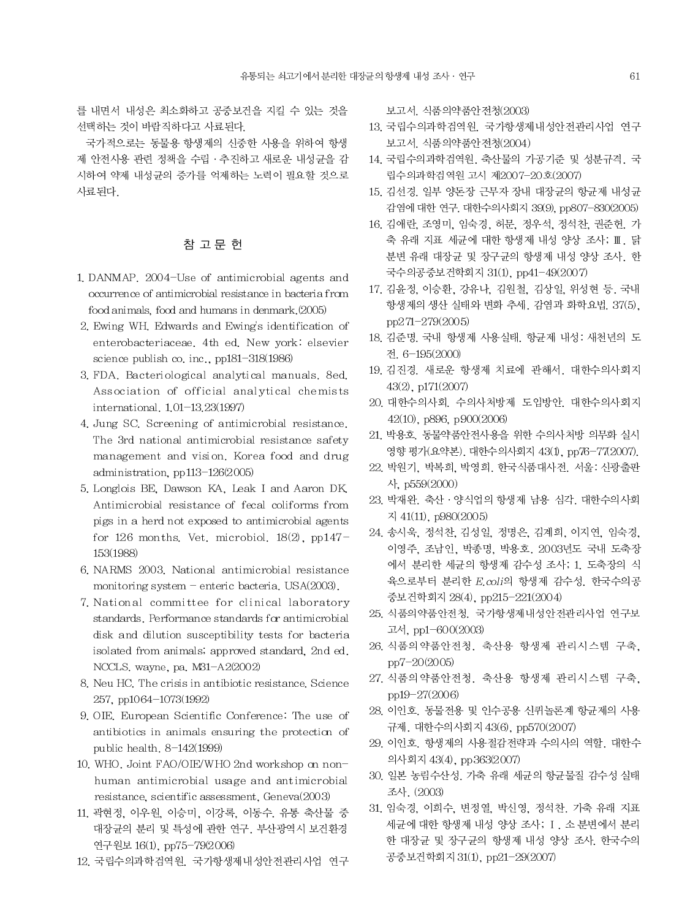를 내면서 내성은 최소화하고 공중보건을 지킬 수 있는 것을 선택하는 것이 바람직하다고 사료된다.

국가적으로는 동물용 항생제의 신중한 사용을 위하여 항생제 안전사용 관련 정책을 수립 · 추진하고 새로운 내성균을 감시하여 약제 내성균의 증가를 억제하는 노력이 필요할 것으로 사료된다.

## 참 고 문 헌

1. DANMAP. 2004-Use of antimicrobial agents and occurrence of antimicrobial resistance in bacteria from food animals, food and humans in denmark.(2005)
2. Ewing WH. Edwards and Ewing's identification of enterobacteriaceae. 4th ed. New york: elsevier science publish co. inc., pp181-318(1986)
3. FDA. Bacteriological analytical manuals. 8ed. Association of official analytical chemists international. 1.01-13.23(1997)
4. Jung SC. Screening of antimicrobial resistance. The 3rd national antimicrobial resistance safety management and vision. Korea food and drug administration, pp113-126(2005)
5. Longlois BE, Dawson KA, Leak I and Aaron DK. Antimicrobial resistance of fecal coliforms from pigs in a herd not exposed to antimicrobial agents for 126 months. Vet. microbiol. 18(2), pp147-153(1988)
6. NARMS 2003. National antimicrobial resistance monitoring system - enteric bacteria. USA(2003).
7. National committee for clinical laboratory standards. Performance standards for antimicrobial disk and dilution susceptibility tests for bacteria isolated from animals; approved standard, 2nd ed. NCCLS. wayne, pa. M31-A2(2002)
8. Neu HC. The crisis in antibiotic resistance. Science 257, pp1064-1073(1992)
9. OIE. European Scientific Conference: The use of antibiotics in animals ensuring the protection of public health. 8-142(1999)
10. WHO. Joint FAO/OIE/WHO 2nd workshop on non-human antimicrobial usage and antimicrobial resistance, scientific assessment, Geneva(2003)
11. 곽현정, 이우원, 이승미, 이강록, 이동수. 유통 축산물 중 대장균의 분리 및 특성에 관한 연구. 부산광역시 보건환경연구원보 16(1), pp75-79(2006)
12. 국립수의과학검역원. 국가항생제내성안전관리사업 연구보고서. 식품의약품안전청(2003)
13. 국립수의과학검역원. 국가항생제내성안전관리사업 연구보고서. 식품의약품안전청(2004)
14. 국립수의과학검역원. 축산물의 가공기준 및 성분규격. 국립수의과학검역원 고시 제2007-20호(2007)
15. 김선경. 일부 양돈장 근무자 장내 대장균의 항균제 내성균 감염에 대한 연구. 대한수의사회지 39(9), pp807-830(2005)
16. 김애란, 조영미, 임숙경, 허문, 정우석, 정석찬, 권준헌. 가축 유래 지표 세균에 대한 항생제 내성 양상 조사; Ⅲ. 닭 분변 유래 대장균 및 장구균의 항생제 내성 양상 조사. 한국수의공중보건학회지 31(1), pp41-49(2007)
17. 김윤정, 이승환, 강유나, 김원철, 김상일, 위성현 등. 국내 항생제의 생산 실태와 변화 추세. 감염과 화학요법. 37(5), pp271-279(2005)
18. 김준명. 국내 항생제 사용실태. 항균제 내성: 새천년의 도전. 6-195(2000)
19. 김진경. 새로운 항생제 치료에 관해서. 대한수의사회지 43(2), p171(2007)
20. 대한수의사회. 수의사처방제 도입방안. 대한수의사회지 42(10), p896, p900(2006)
21. 박용호. 동물약품안전사용을 위한 수의사처방 의무화 실시 영향 평가(요약본). 대한수의사회지 43(1), pp76-77(2007).
22. 박원기, 박복희, 박영희. 한국식품대사전. 서울: 신광출판사, p559(2000)
23. 박재완. 축산 · 양식업의 항생제 남용 심각. 대한수의사회지 41(11), p980(2005)
24. 송시욱, 정석찬, 김성일, 정명은, 김계희, 이지연, 임숙경, 이영주, 조남인, 박종명, 박용호. 2003년도 국내 도축장에서 분리한 세균의 항생제 감수성 조사; 1. 도축장의 식육으로부터 분리한 *E.coli*의 항생제 감수성. 한국수의공중보건학회지 28(4), pp215-221(2004)
25. 식품의약품안전청. 국가항생제내성안전관리사업 연구보고서, pp1-600(2003)
26. 식품의약품안전청. 축산용 항생제 관리시스템 구축, pp7-20(2005)
27. 식품의약품안전청. 축산용 항생제 관리시스템 구축, pp19-27(2006)
28. 이인호. 동물전용 및 인수공용 신퀴놀론계 항균제의 사용규제. 대한수의사회지 43(6), pp570(2007)
29. 이인호. 항생제의 사용절감전략과 수의사의 역할. 대한수의사회지 43(4), pp363(2007)
30. 일본 농림수산성. 가축 유래 세균의 항균물질 감수성 실태조사. (2003)
31. 임숙경, 이희수, 변정열, 박신영, 정석찬. 가축 유래 지표 세균에 대한 항생제 내성 양상 조사; Ⅰ. 소 분변에서 분리한 대장균 및 장구균의 항생제 내성 양상 조사. 한국수의공중보건학회지 31(1), pp21-29(2007)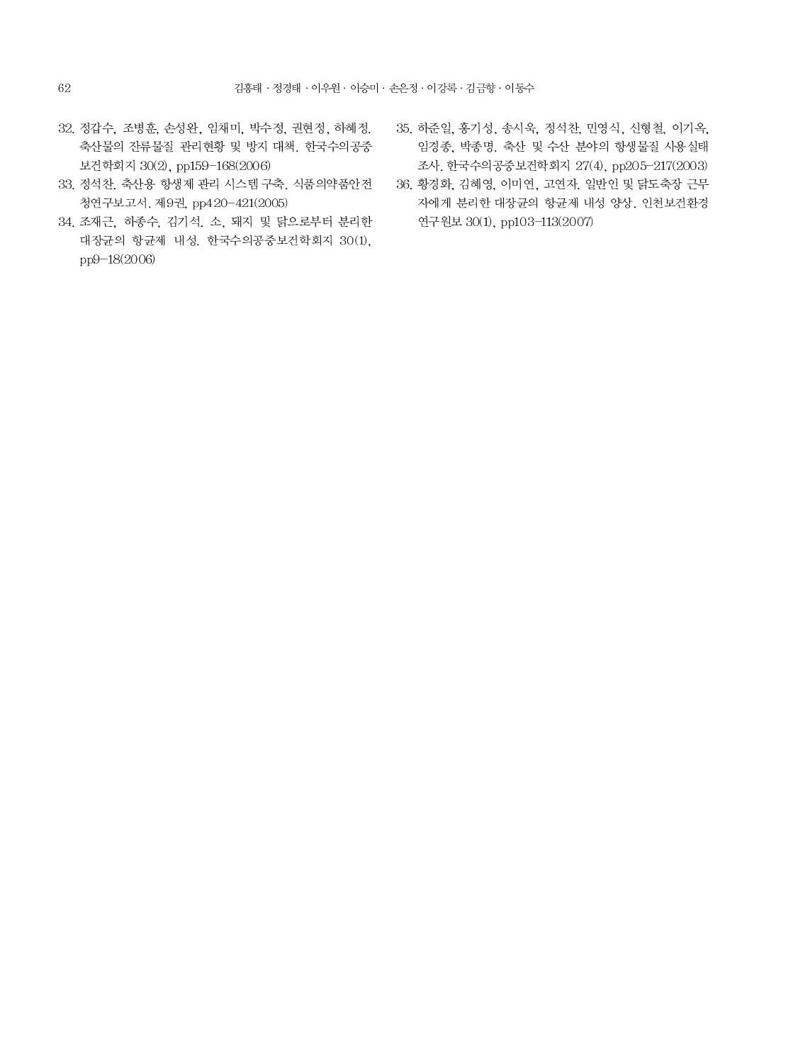32. 정갑수, 조병훈, 손성완, 임채미, 박수정, 권현정, 하혜정. 축산물의 잔류물질 관리현황 및 방지 대책. 한국수의공중보건학회지 30(2), pp159–168(2006)
33. 정석찬. 축산용 항생제 관리 시스템 구축. 식품의약품안전청연구보고서. 제9권, pp420–421(2005)
34. 조재근, 하종수, 김기석. 소, 돼지 및 닭으로부터 분리한 대장균의 항균제 내성. 한국수의공중보건학회지 30(1), pp9–18(2006)
35. 하준일, 홍기성, 송시욱, 정석찬, 민영식, 신형철, 이기옥, 임경종, 박종명. 축산 및 수산 분야의 항생물질 사용실태 조사. 한국수의공중보건학회지 27(4), pp205–217(2003)
36. 황경화, 김혜영, 이미연, 고연자. 일반인 및 닭도축장 근무자에게 분리한 대장균의 항균제 내성 양상. 인천보건환경연구원보 30(1), pp103–113(2007)